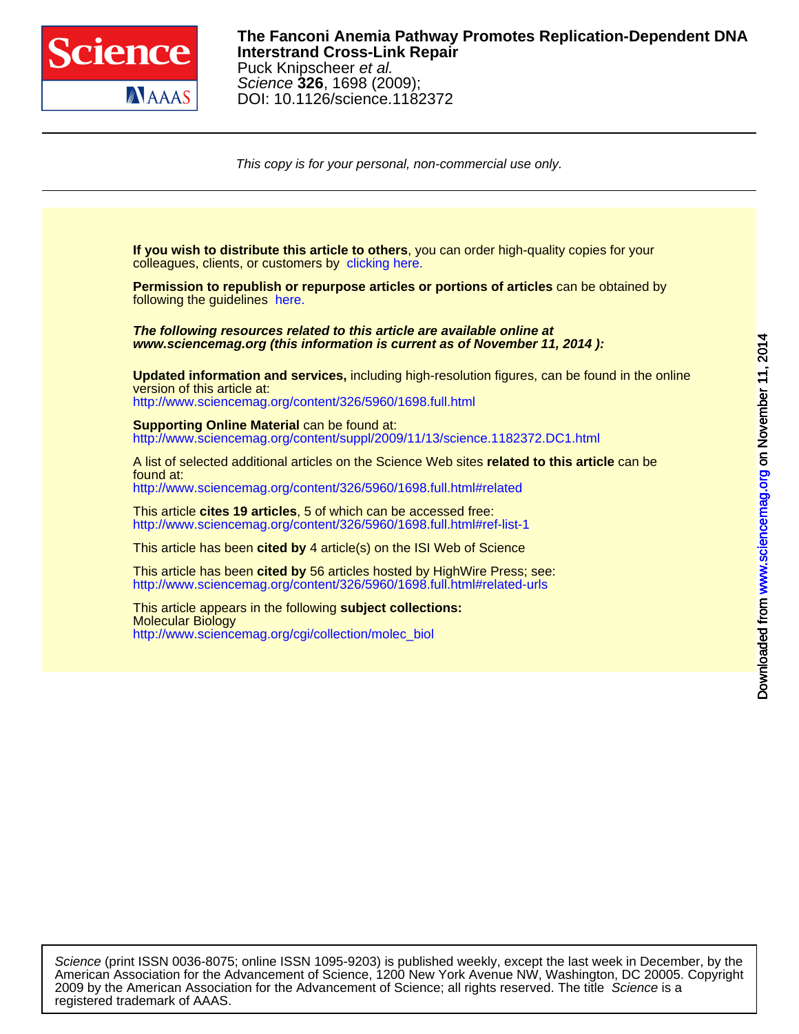**The Fanconi Anemia Pathway Promotes Replication-Dependent DNA Interstrand Cross-Link Repair**
Puck Knipscheer *et al.*
*Science* **326**, 1698 (2009);
DOI: 10.1126/science.1182372

*This copy is for your personal, non-commercial use only.*

**If you wish to distribute this article to others**, you can order high-quality copies for your colleagues, clients, or customers by clicking here.

**Permission to republish or repurpose articles or portions of articles** can be obtained by following the guidelines here.

***The following resources related to this article are available online at www.sciencemag.org (this information is current as of November 11, 2014 ):***

**Updated information and services,** including high-resolution figures, can be found in the online version of this article at:
http://www.sciencemag.org/content/326/5960/1698.full.html

**Supporting Online Material** can be found at:
http://www.sciencemag.org/content/suppl/2009/11/13/science.1182372.DC1.html

A list of selected additional articles on the Science Web sites **related to this article** can be found at:
http://www.sciencemag.org/content/326/5960/1698.full.html#related

This article **cites 19 articles**, 5 of which can be accessed free:
http://www.sciencemag.org/content/326/5960/1698.full.html#ref-list-1

This article has been **cited by** 4 article(s) on the ISI Web of Science

This article has been **cited by** 56 articles hosted by HighWire Press; see:
http://www.sciencemag.org/content/326/5960/1698.full.html#related-urls

This article appears in the following **subject collections:**
Molecular Biology
http://www.sciencemag.org/cgi/collection/molec_biol

*Science* (print ISSN 0036-8075; online ISSN 1095-9203) is published weekly, except the last week in December, by the American Association for the Advancement of Science, 1200 New York Avenue NW, Washington, DC 20005. Copyright 2009 by the American Association for the Advancement of Science; all rights reserved. The title *Science* is a registered trademark of AAAS.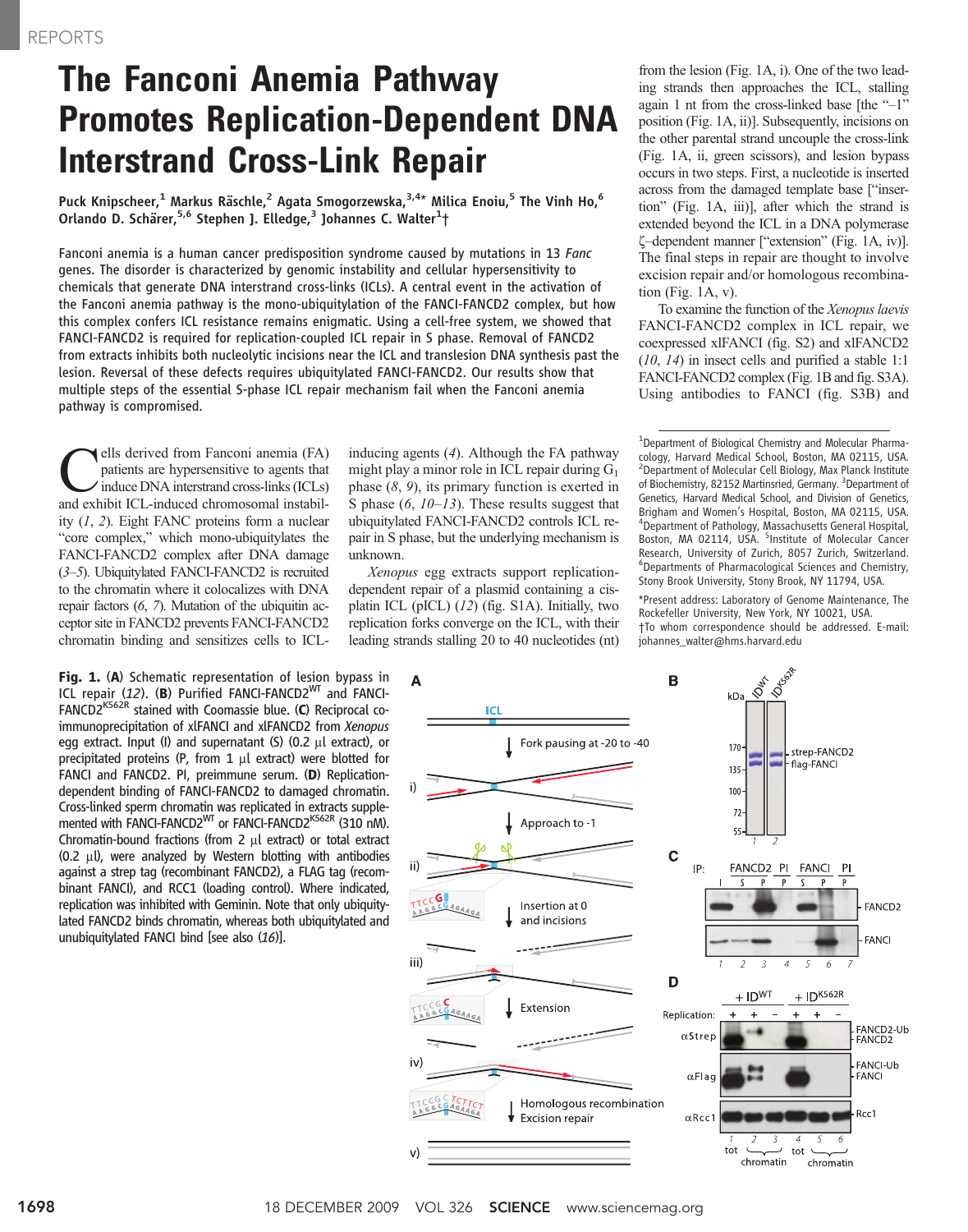REPORTS

# The Fanconi Anemia Pathway Promotes Replication-Dependent DNA Interstrand Cross-Link Repair

Puck Knipscheer,[1] Markus Räschle,[2] Agata Smogorzewska,[3,4*] Milica Enoiu,[5] The Vinh Ho,[6] Orlando D. Schärer,[5,6] Stephen J. Elledge,[3] Johannes C. Walter[1]†

Fanconi anemia is a human cancer predisposition syndrome caused by mutations in 13 *Fanc* genes. The disorder is characterized by genomic instability and cellular hypersensitivity to chemicals that generate DNA interstrand cross-links (ICLs). A central event in the activation of the Fanconi anemia pathway is the mono-ubiquitylation of the FANCI-FANCD2 complex, but how this complex confers ICL resistance remains enigmatic. Using a cell-free system, we showed that FANCI-FANCD2 is required for replication-coupled ICL repair in S phase. Removal of FANCD2 from extracts inhibits both nucleolytic incisions near the ICL and translesion DNA synthesis past the lesion. Reversal of these defects requires ubiquitylated FANCI-FANCD2. Our results show that multiple steps of the essential S-phase ICL repair mechanism fail when the Fanconi anemia pathway is compromised.

Cells derived from Fanconi anemia (FA) patients are hypersensitive to agents that induce DNA interstrand cross-links (ICLs) and exhibit ICL-induced chromosomal instability (*1*, *2*). Eight FANC proteins form a nuclear "core complex," which mono-ubiquitylates the FANCI-FANCD2 complex after DNA damage (*3*–*5*). Ubiquitylated FANCI-FANCD2 is recruited to the chromatin where it colocalizes with DNA repair factors (*6*, *7*). Mutation of the ubiquitin acceptor site in FANCD2 prevents FANCI-FANCD2 chromatin binding and sensitizes cells to ICL-inducing agents (*4*). Although the FA pathway might play a minor role in ICL repair during $G_1$ phase (*8*, *9*), its primary function is exerted in S phase (*6*, *10*–*13*). These results suggest that ubiquitylated FANCI-FANCD2 controls ICL repair in S phase, but the underlying mechanism is unknown.

*Xenopus* egg extracts support replication-dependent repair of a plasmid containing a cisplatin ICL (pICL) (*12*) (fig. S1A). Initially, two replication forks converge on the ICL, with their leading strands stalling 20 to 40 nucleotides (nt) from the lesion (Fig. 1A, i). One of the two leading strands then approaches the ICL, stalling again 1 nt from the cross-linked base [the "–1" position (Fig. 1A, ii)]. Subsequently, incisions on the other parental strand uncouple the cross-link (Fig. 1A, ii, green scissors), and lesion bypass occurs in two steps. First, a nucleotide is inserted across from the damaged template base ["insertion" (Fig. 1A, iii)], after which the strand is extended beyond the ICL in a DNA polymerase ζ–dependent manner ["extension" (Fig. 1A, iv)]. The final steps in repair are thought to involve excision repair and/or homologous recombination (Fig. 1A, v).

To examine the function of the *Xenopus laevis* FANCI-FANCD2 complex in ICL repair, we coexpressed xlFANCI (fig. S2) and xlFANCD2 (*10*, *14*) in insect cells and purified a stable 1:1 FANCI-FANCD2 complex (Fig. 1B and fig. S3A). Using antibodies to FANCI (fig. S3B) and

[1]Department of Biological Chemistry and Molecular Pharmacology, Harvard Medical School, Boston, MA 02115, USA. [2]Department of Molecular Cell Biology, Max Planck Institute of Biochemistry, 82152 Martinsried, Germany. [3]Department of Genetics, Harvard Medical School, and Division of Genetics, Brigham and Women's Hospital, Boston, MA 02115, USA. [4]Department of Pathology, Massachusetts General Hospital, Boston, MA 02114, USA. [5]Institute of Molecular Cancer Research, University of Zurich, 8057 Zurich, Switzerland. [6]Departments of Pharmacological Sciences and Chemistry, Stony Brook University, Stony Brook, NY 11794, USA.

*Present address: Laboratory of Genome Maintenance, The Rockefeller University, New York, NY 10021, USA.

†To whom correspondence should be addressed. E-mail: johannes_walter@hms.harvard.edu

**Fig. 1.** (**A**) Schematic representation of lesion bypass in ICL repair (*12*). (**B**) Purified FANCI-FANCD2[WT] and FANCI-FANCD2[K562R] stained with Coomassie blue. (**C**) Reciprocal co-immunoprecipitation of xlFANCI and xlFANCD2 from *Xenopus* egg extract. Input (I) and supernatant (S) (0.2 μl extract), or precipitated proteins (P, from 1 μl extract) were blotted for FANCI and FANCD2. PI, preimmune serum. (**D**) Replication-dependent binding of FANCI-FANCD2 to damaged chromatin. Cross-linked sperm chromatin was replicated in extracts supplemented with FANCI-FANCD2[WT] or FANCI-FANCD2[K562R] (310 nM). Chromatin-bound fractions (from 2 μl extract) or total extract (0.2 μl), were analyzed by Western blotting with antibodies against a strep tag (recombinant FANCD2), a FLAG tag (recombinant FANCI), and RCC1 (loading control). Where indicated, replication was inhibited with Geminin. Note that only ubiquitylated FANCD2 binds chromatin, whereas both ubiquitylated and unubiquitylated FANCI bind [see also (*16*)].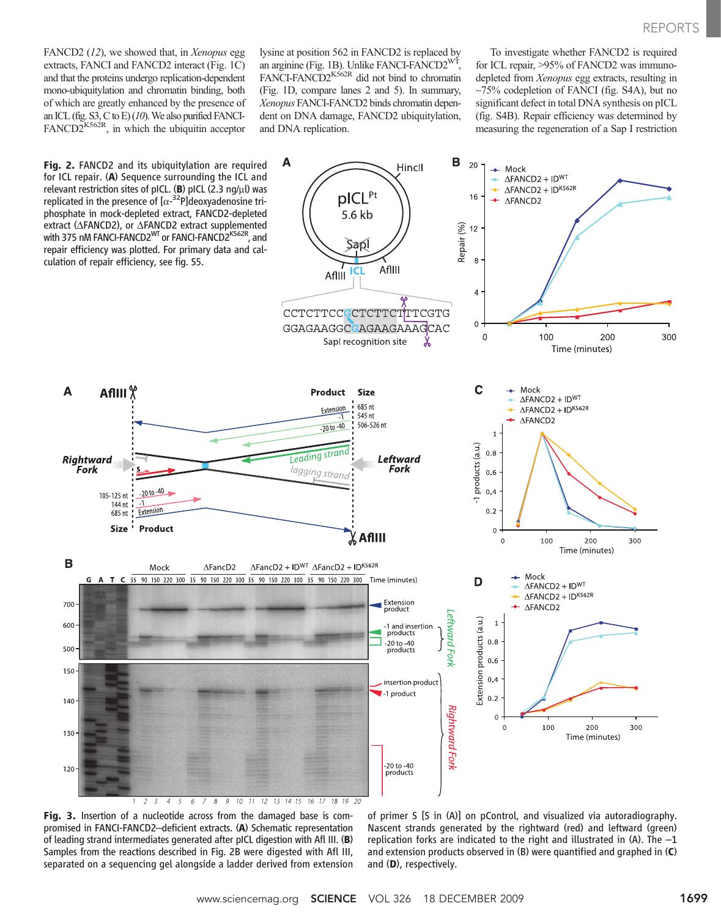FANCD2 (12), we showed that, in *Xenopus* egg extracts, FANCI and FANCD2 interact (Fig. 1C) and that the proteins undergo replication-dependent mono-ubiquitylation and chromatin binding, both of which are greatly enhanced by the presence of an ICL (fig. S3, C to E) (10). We also purified FANCI-FANCD2$^{K562R}$, in which the ubiquitin acceptor lysine at position 562 in FANCD2 is replaced by an arginine (Fig. 1B). Unlike FANCI-FANCD2$^{WT}$, FANCI-FANCD2$^{K562R}$ did not bind to chromatin (Fig. 1D, compare lanes 2 and 5). In summary, *Xenopus* FANCI-FANCD2 binds chromatin dependent on DNA damage, FANCD2 ubiquitylation, and DNA replication.

To investigate whether FANCD2 is required for ICL repair, >95% of FANCD2 was immunodepleted from *Xenopus* egg extracts, resulting in ~75% codepletion of FANCI (fig. S4A), but no significant defect in total DNA synthesis on pICL (fig. S4B). Repair efficiency was determined by measuring the regeneration of a Sap I restriction

**Fig. 2.** FANCD2 and its ubiquitylation are required for ICL repair. (**A**) Sequence surrounding the ICL and relevant restriction sites of pICL. (**B**) pICL (2.3 ng/μl) was replicated in the presence of [α-$^{32}$P]deoxyadenosine triphosphate in mock-depleted extract, FANCD2-depleted extract (ΔFANCD2), or ΔFANCD2 extract supplemented with 375 nM FANCI-FANCD2$^{WT}$ or FANCI-FANCD2$^{K562R}$, and repair efficiency was plotted. For primary data and calculation of repair efficiency, see fig. S5.

**Fig. 3.** Insertion of a nucleotide across from the damaged base is compromised in FANCI-FANCD2–deficient extracts. (**A**) Schematic representation of leading strand intermediates generated after pICL digestion with Afl III. (**B**) Samples from the reactions described in Fig. 2B were digested with Afl III, separated on a sequencing gel alongside a ladder derived from extension of primer S [S in (A)] on pControl, and visualized via autoradiography. Nascent strands generated by the rightward (red) and leftward (green) replication forks are indicated to the right and illustrated in (A). The –1 and extension products observed in (B) were quantified and graphed in (**C**) and (**D**), respectively.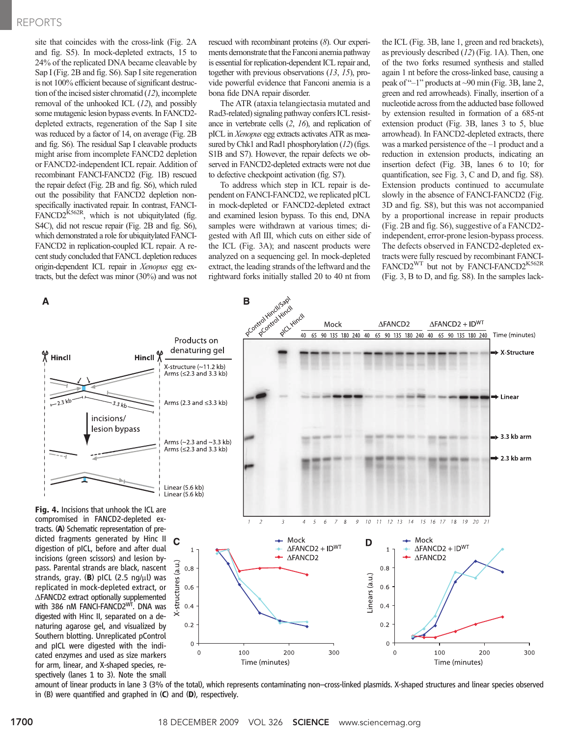site that coincides with the cross-link (Fig. 2A and fig. S5). In mock-depleted extracts, 15 to 24% of the replicated DNA became cleavable by Sap I (Fig. 2B and fig. S6). Sap I site regeneration is not 100% efficient because of significant destruction of the incised sister chromatid (12), incomplete removal of the unhooked ICL (12), and possibly some mutagenic lesion bypass events. In FANCD2-depleted extracts, regeneration of the Sap I site was reduced by a factor of 14, on average (Fig. 2B and fig. S6). The residual Sap I cleavable products might arise from incomplete FANCD2 depletion or FANCD2-independent ICL repair. Addition of recombinant FANCI-FANCD2 (Fig. 1B) rescued the repair defect (Fig. 2B and fig. S6), which ruled out the possibility that FANCD2 depletion nonspecifically inactivated repair. In contrast, FANCI-FANCD2[K562R], which is not ubiquitylated (fig. S4C), did not rescue repair (Fig. 2B and fig. S6), which demonstrated a role for ubiquitylated FANCI-FANCD2 in replication-coupled ICL repair. A recent study concluded that FANCL depletion reduces origin-dependent ICL repair in *Xenopus* egg extracts, but the defect was minor (30%) and was not rescued with recombinant proteins (8). Our experiments demonstrate that the Fanconi anemia pathway is essential for replication-dependent ICL repair and, together with previous observations (13, 15), provide powerful evidence that Fanconi anemia is a bona fide DNA repair disorder.

The ATR (ataxia telangiectasia mutated and Rad3-related) signaling pathway confers ICL resistance in vertebrate cells (2, 16), and replication of pICL in *Xenopus* egg extracts activates ATR as measured by Chk1 and Rad1 phosphorylation (12) (figs. S1B and S7). However, the repair defects we observed in FANCD2-depleted extracts were not due to defective checkpoint activation (fig. S7).

To address which step in ICL repair is dependent on FANCI-FANCD2, we replicated pICL in mock-depleted or FANCD2-depleted extract and examined lesion bypass. To this end, DNA samples were withdrawn at various times; digested with Afl III, which cuts on either side of the ICL (Fig. 3A); and nascent products were analyzed on a sequencing gel. In mock-depleted extract, the leading strands of the leftward and the rightward forks initially stalled 20 to 40 nt from the ICL (Fig. 3B, lane 1, green and red brackets), as previously described (12) (Fig. 1A). Then, one of the two forks resumed synthesis and stalled again 1 nt before the cross-linked base, causing a peak of "–1" products at ~90 min (Fig. 3B, lane 2, green and red arrowheads). Finally, insertion of a nucleotide across from the adducted base followed by extension resulted in formation of a 685-nt extension product (Fig. 3B, lanes 3 to 5, blue arrowhead). In FANCD2-depleted extracts, there was a marked persistence of the –1 product and a reduction in extension products, indicating an insertion defect (Fig. 3B, lanes 6 to 10; for quantification, see Fig. 3, C and D, and fig. S8). Extension products continued to accumulate slowly in the absence of FANCI-FANCD2 (Fig. 3D and fig. S8), but this was not accompanied by a proportional increase in repair products (Fig. 2B and fig. S6), suggestive of a FANCD2-independent, error-prone lesion-bypass process. The defects observed in FANCD2-depleted extracts were fully rescued by recombinant FANCI-FANCD2[WT] but not by FANCI-FANCD2[K562R] (Fig. 3, B to D, and fig. S8). In the samples lack-

**Fig. 4.** Incisions that unhook the ICL are compromised in FANCD2-depleted extracts. (**A**) Schematic representation of predicted fragments generated by Hinc II digestion of pICL, before and after dual incisions (green scissors) and lesion bypass. Parental strands are black, nascent strands, gray. (**B**) pICL (2.5 ng/μl) was replicated in mock-depleted extract, or ΔFANCD2 extract optionally supplemented with 386 nM FANCI-FANCD2[WT]. DNA was digested with Hinc II, separated on a denaturing agarose gel, and visualized by Southern blotting. Unreplicated pControl and pICL were digested with the indicated enzymes and used as size markers for arm, linear, and X-shaped species, respectively (lanes 1 to 3). Note the small amount of linear products in lane 3 (3% of the total), which represents contaminating non–cross-linked plasmids. X-shaped structures and linear species observed in (B) were quantified and graphed in (**C**) and (**D**), respectively.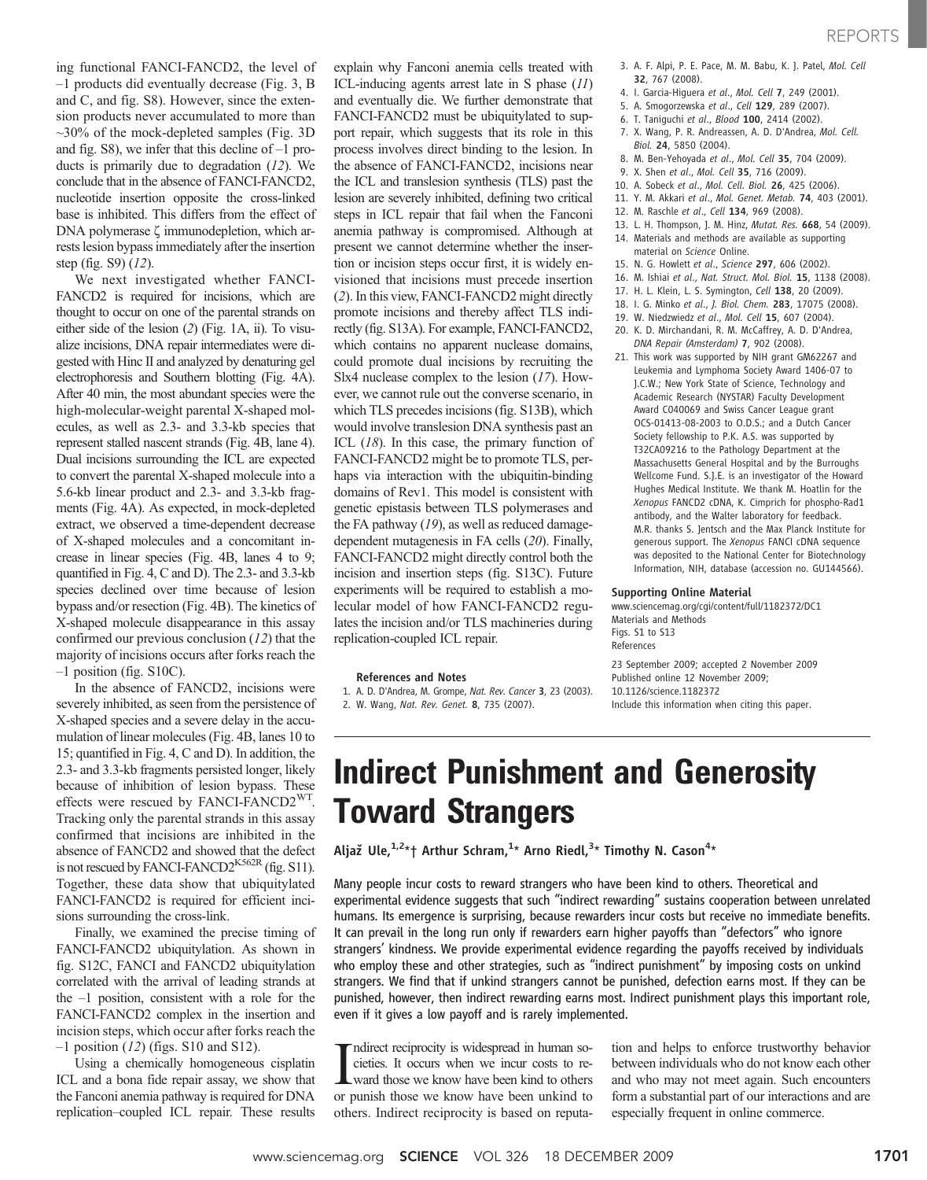ing functional FANCI-FANCD2, the level of –1 products did eventually decrease (Fig. 3, B and C, and fig. S8). However, since the extension products never accumulated to more than ~30% of the mock-depleted samples (Fig. 3D and fig. S8), we infer that this decline of –1 products is primarily due to degradation (12). We conclude that in the absence of FANCI-FANCD2, nucleotide insertion opposite the cross-linked base is inhibited. This differs from the effect of DNA polymerase ζ immunodepletion, which arrests lesion bypass immediately after the insertion step (fig. S9) (12).

We next investigated whether FANCI-FANCD2 is required for incisions, which are thought to occur on one of the parental strands on either side of the lesion (2) (Fig. 1A, ii). To visualize incisions, DNA repair intermediates were digested with Hinc II and analyzed by denaturing gel electrophoresis and Southern blotting (Fig. 4A). After 40 min, the most abundant species were the high-molecular-weight parental X-shaped molecules, as well as 2.3- and 3.3-kb species that represent stalled nascent strands (Fig. 4B, lane 4). Dual incisions surrounding the ICL are expected to convert the parental X-shaped molecule into a 5.6-kb linear product and 2.3- and 3.3-kb fragments (Fig. 4A). As expected, in mock-depleted extract, we observed a time-dependent decrease of X-shaped molecules and a concomitant increase in linear species (Fig. 4B, lanes 4 to 9; quantified in Fig. 4, C and D). The 2.3- and 3.3-kb species declined over time because of lesion bypass and/or resection (Fig. 4B). The kinetics of X-shaped molecule disappearance in this assay confirmed our previous conclusion (12) that the majority of incisions occurs after forks reach the –1 position (fig. S10C).

In the absence of FANCD2, incisions were severely inhibited, as seen from the persistence of X-shaped species and a severe delay in the accumulation of linear molecules (Fig. 4B, lanes 10 to 15; quantified in Fig. 4, C and D). In addition, the 2.3- and 3.3-kb fragments persisted longer, likely because of inhibition of lesion bypass. These effects were rescued by FANCI-FANCD2$^{WT}$. Tracking only the parental strands in this assay confirmed that incisions are inhibited in the absence of FANCD2 and showed that the defect is not rescued by FANCI-FANCD2$^{K562R}$ (fig. S11). Together, these data show that ubiquitylated FANCI-FANCD2 is required for efficient incisions surrounding the cross-link.

Finally, we examined the precise timing of FANCI-FANCD2 ubiquitylation. As shown in fig. S12C, FANCI and FANCD2 ubiquitylation correlated with the arrival of leading strands at the –1 position, consistent with a role for the FANCI-FANCD2 complex in the insertion and incision steps, which occur after forks reach the –1 position (12) (figs. S10 and S12).

Using a chemically homogeneous cisplatin ICL and a bona fide repair assay, we show that the Fanconi anemia pathway is required for DNA replication–coupled ICL repair. These results explain why Fanconi anemia cells treated with ICL-inducing agents arrest late in S phase (11) and eventually die. We further demonstrate that FANCI-FANCD2 must be ubiquitylated to support repair, which suggests that its role in this process involves direct binding to the lesion. In the absence of FANCI-FANCD2, incisions near the ICL and translesion synthesis (TLS) past the lesion are severely inhibited, defining two critical steps in ICL repair that fail when the Fanconi anemia pathway is compromised. Although at present we cannot determine whether the insertion or incision steps occur first, it is widely envisioned that incisions must precede insertion (2). In this view, FANCI-FANCD2 might directly promote incisions and thereby affect TLS indirectly (fig. S13A). For example, FANCI-FANCD2, which contains no apparent nuclease domains, could promote dual incisions by recruiting the Slx4 nuclease complex to the lesion (17). However, we cannot rule out the converse scenario, in which TLS precedes incisions (fig. S13B), which would involve translesion DNA synthesis past an ICL (18). In this case, the primary function of FANCI-FANCD2 might be to promote TLS, perhaps via interaction with the ubiquitin-binding domains of Rev1. This model is consistent with genetic epistasis between TLS polymerases and the FA pathway (19), as well as reduced damage-dependent mutagenesis in FA cells (20). Finally, FANCI-FANCD2 might directly control both the incision and insertion steps (fig. S13C). Future experiments will be required to establish a molecular model of how FANCI-FANCD2 regulates the incision and/or TLS machineries during replication-coupled ICL repair.

**References and Notes**

1. A. D. D'Andrea, M. Grompe, *Nat. Rev. Cancer* **3**, 23 (2003).
2. W. Wang, *Nat. Rev. Genet.* **8**, 735 (2007).
3. A. F. Alpi, P. E. Pace, M. M. Babu, K. J. Patel, *Mol. Cell* **32**, 767 (2008).
4. I. Garcia-Higuera *et al.*, *Mol. Cell* **7**, 249 (2001).
5. A. Smogorzewska *et al.*, *Cell* **129**, 289 (2007).
6. T. Taniguchi *et al.*, *Blood* **100**, 2414 (2002).
7. X. Wang, P. R. Andreassen, A. D. D'Andrea, *Mol. Cell. Biol.* **24**, 5850 (2004).
8. M. Ben-Yehoyada *et al.*, *Mol. Cell* **35**, 704 (2009).
9. X. Shen *et al.*, *Mol. Cell* **35**, 716 (2009).
10. A. Sobeck *et al.*, *Mol. Cell. Biol.* **26**, 425 (2006).
11. Y. M. Akkari *et al.*, *Mol. Genet. Metab.* **74**, 403 (2001).
12. M. Raschle *et al.*, *Cell* **134**, 969 (2008).
13. L. H. Thompson, J. M. Hinz, *Mutat. Res.* **668**, 54 (2009).
14. Materials and methods are available as supporting material on *Science* Online.
15. N. G. Howlett *et al.*, *Science* **297**, 606 (2002).
16. M. Ishiai *et al.*, *Nat. Struct. Mol. Biol.* **15**, 1138 (2008).
17. H. L. Klein, L. S. Symington, *Cell* **138**, 20 (2009).
18. I. G. Minko *et al.*, *J. Biol. Chem.* **283**, 17075 (2008).
19. W. Niedzwiedz *et al.*, *Mol. Cell* **15**, 607 (2004).
20. K. D. Mirchandani, R. M. McCaffrey, A. D. D'Andrea, *DNA Repair (Amsterdam)* **7**, 902 (2008).
21. This work was supported by NIH grant GM62267 and Leukemia and Lymphoma Society Award 1406-07 to J.C.W.; New York State of Science, Technology and Academic Research (NYSTAR) Faculty Development Award C040069 and Swiss Cancer League grant OCS-01413-08-2003 to O.D.S.; and a Dutch Cancer Society fellowship to P.K.A.S. was supported by T32CA09216 to the Pathology Department at the Massachusetts General Hospital and by the Burroughs Wellcome Fund. S.J.E. is an investigator of the Howard Hughes Medical Institute. We thank M. Hoatlin for the *Xenopus* FANCD2 cDNA, K. Cimprich for phospho-Rad1 antibody, and the Walter laboratory for feedback. M.R. thanks S. Jentsch and the Max Planck Institute for generous support. The *Xenopus* FANCI cDNA sequence was deposited to the National Center for Biotechnology Information, NIH, database (accession no. GU144566).

**Supporting Online Material**

www.sciencemag.org/cgi/content/full/1182372/DC1
Materials and Methods
Figs. S1 to S13
References

23 September 2009; accepted 2 November 2009
Published online 12 November 2009;
10.1126/science.1182372
Include this information when citing this paper.

# Indirect Punishment and Generosity Toward Strangers

**Aljaž Ule,[1,2]*† Arthur Schram,[1]* Arno Riedl,[3]* Timothy N. Cason[4]***

**Many people incur costs to reward strangers who have been kind to others. Theoretical and experimental evidence suggests that such "indirect rewarding" sustains cooperation between unrelated humans. Its emergence is surprising, because rewarders incur costs but receive no immediate benefits. It can prevail in the long run only if rewarders earn higher payoffs than "defectors" who ignore strangers' kindness. We provide experimental evidence regarding the payoffs received by individuals who employ these and other strategies, such as "indirect punishment" by imposing costs on unkind strangers. We find that if unkind strangers cannot be punished, defection earns most. If they can be punished, however, then indirect rewarding earns most. Indirect punishment plays this important role, even if it gives a low payoff and is rarely implemented.**

Indirect reciprocity is widespread in human societies. It occurs when we incur costs to reward those we know have been kind to others or punish those we know have been unkind to others. Indirect reciprocity is based on reputation and helps to enforce trustworthy behavior between individuals who do not know each other and who may not meet again. Such encounters form a substantial part of our interactions and are especially frequent in online commerce.